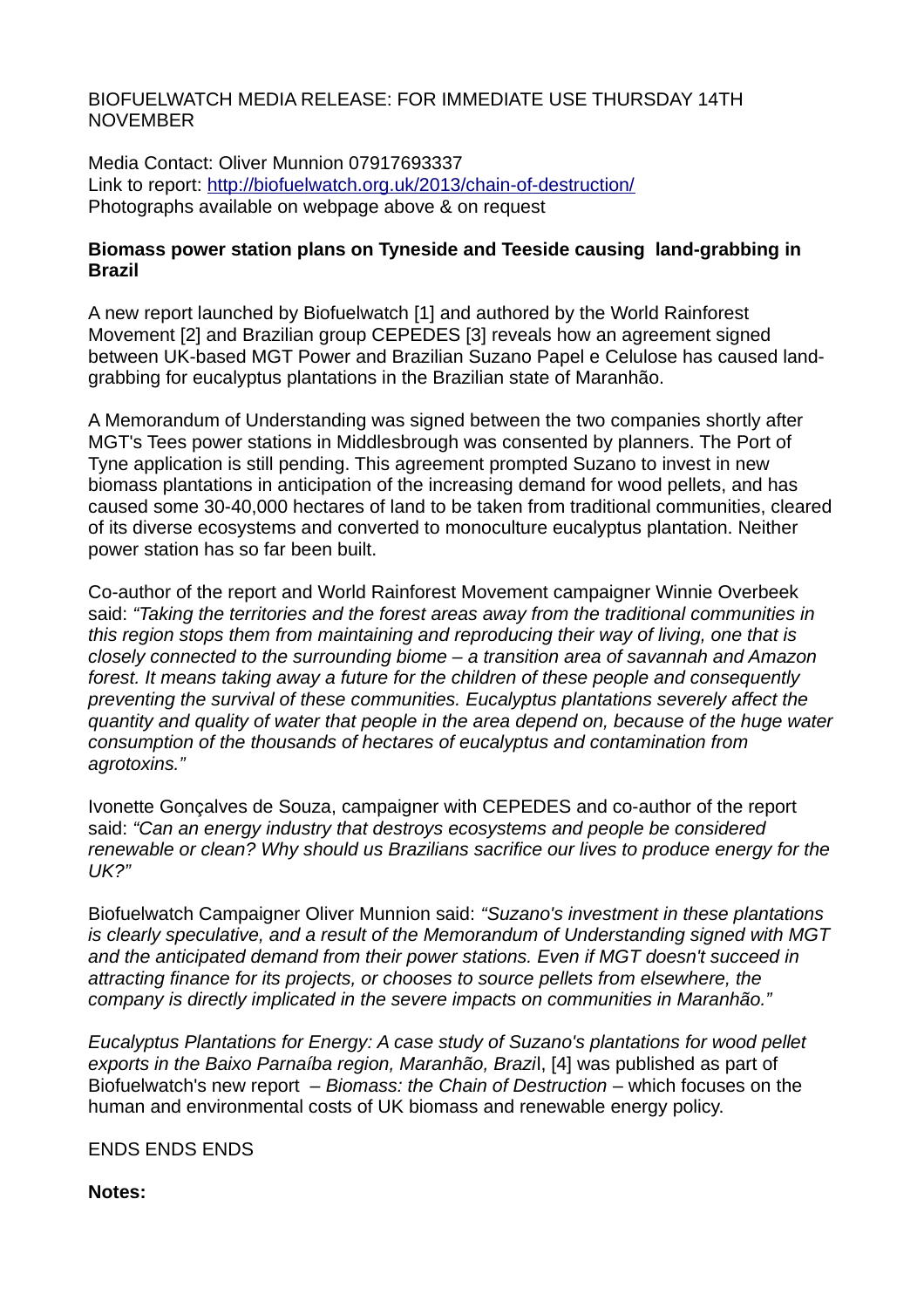BIOFUELWATCH MEDIA RELEASE: FOR IMMEDIATE USE THURSDAY 14TH NOVEMBER

Media Contact: Oliver Munnion 07917693337
Link to report: [http://biofuelwatch.org.uk/2013/chain-of-destruction/](http://biofuelwatch.org.uk/2013/chain-of-destruction/)
Photographs available on webpage above & on request

**Biomass power station plans on Tyneside and Teeside causing land-grabbing in Brazil**

A new report launched by Biofuelwatch [1] and authored by the World Rainforest Movement [2] and Brazilian group CEPEDES [3] reveals how an agreement signed between UK-based MGT Power and Brazilian Suzano Papel e Celulose has caused land-grabbing for eucalyptus plantations in the Brazilian state of Maranhão.

A Memorandum of Understanding was signed between the two companies shortly after MGT's Tees power stations in Middlesbrough was consented by planners. The Port of Tyne application is still pending. This agreement prompted Suzano to invest in new biomass plantations in anticipation of the increasing demand for wood pellets, and has caused some 30-40,000 hectares of land to be taken from traditional communities, cleared of its diverse ecosystems and converted to monoculture eucalyptus plantation. Neither power station has so far been built.

Co-author of the report and World Rainforest Movement campaigner Winnie Overbeek said: *"Taking the territories and the forest areas away from the traditional communities in this region stops them from maintaining and reproducing their way of living, one that is closely connected to the surrounding biome – a transition area of savannah and Amazon forest. It means taking away a future for the children of these people and consequently preventing the survival of these communities. Eucalyptus plantations severely affect the quantity and quality of water that people in the area depend on, because of the huge water consumption of the thousands of hectares of eucalyptus and contamination from agrotoxins."*

Ivonette Gonçalves de Souza, campaigner with CEPEDES and co-author of the report said: *"Can an energy industry that destroys ecosystems and people be considered renewable or clean? Why should us Brazilians sacrifice our lives to produce energy for the UK?"*

Biofuelwatch Campaigner Oliver Munnion said: *"Suzano's investment in these plantations is clearly speculative, and a result of the Memorandum of Understanding signed with MGT and the anticipated demand from their power stations. Even if MGT doesn't succeed in attracting finance for its projects, or chooses to source pellets from elsewhere, the company is directly implicated in the severe impacts on communities in Maranhão."*

*Eucalyptus Plantations for Energy: A case study of Suzano's plantations for wood pellet exports in the Baixo Parnaíba region, Maranhão, Brazil*, [4] was published as part of Biofuelwatch's new report – *Biomass: the Chain of Destruction* – which focuses on the human and environmental costs of UK biomass and renewable energy policy.

ENDS ENDS ENDS

**Notes:**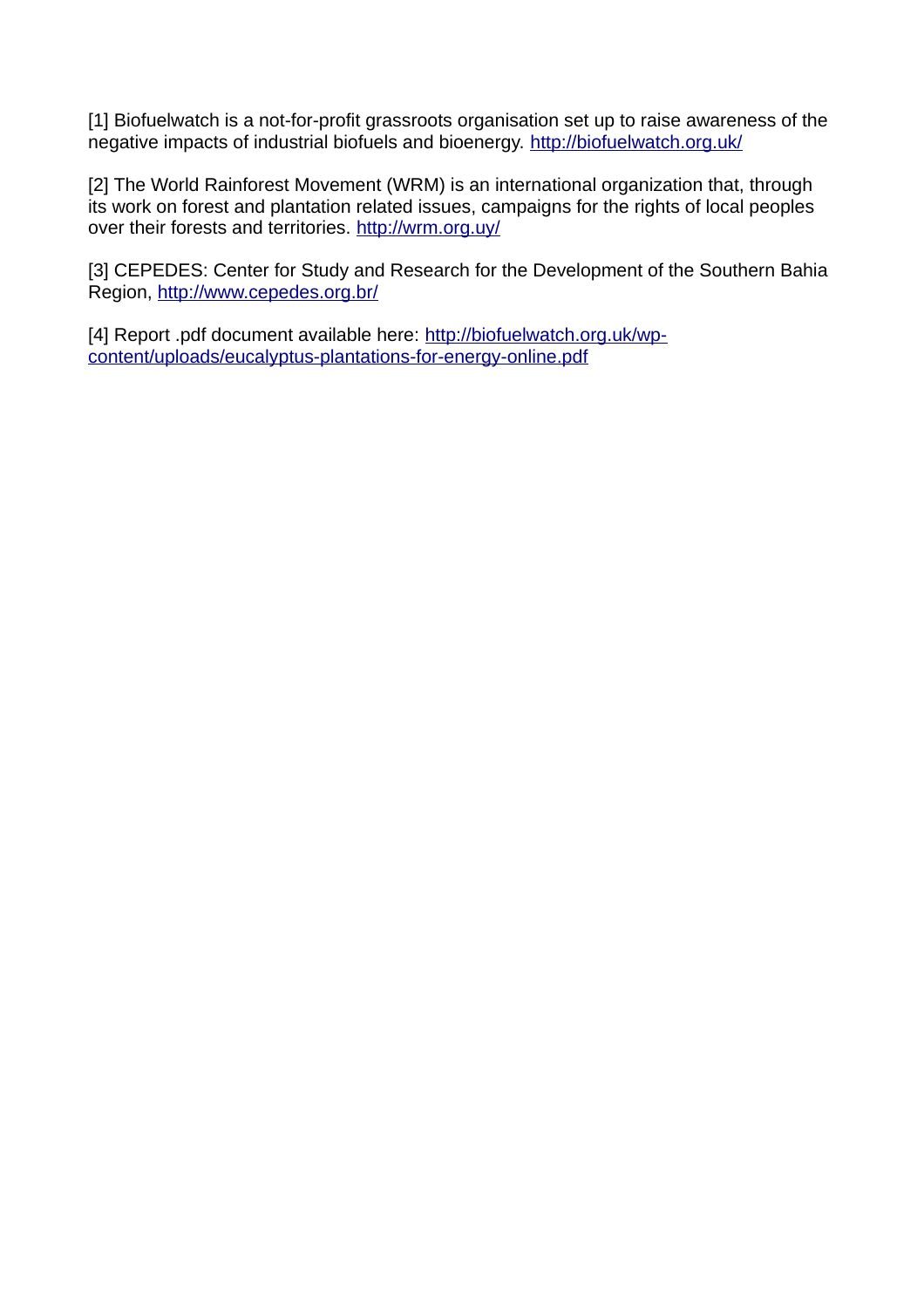[1] Biofuelwatch is a not-for-profit grassroots organisation set up to raise awareness of the negative impacts of industrial biofuels and bioenergy. http://biofuelwatch.org.uk/

[2] The World Rainforest Movement (WRM) is an international organization that, through its work on forest and plantation related issues, campaigns for the rights of local peoples over their forests and territories. http://wrm.org.uy/

[3] CEPEDES: Center for Study and Research for the Development of the Southern Bahia Region, http://www.cepedes.org.br/

[4] Report .pdf document available here: http://biofuelwatch.org.uk/wp-content/uploads/eucalyptus-plantations-for-energy-online.pdf